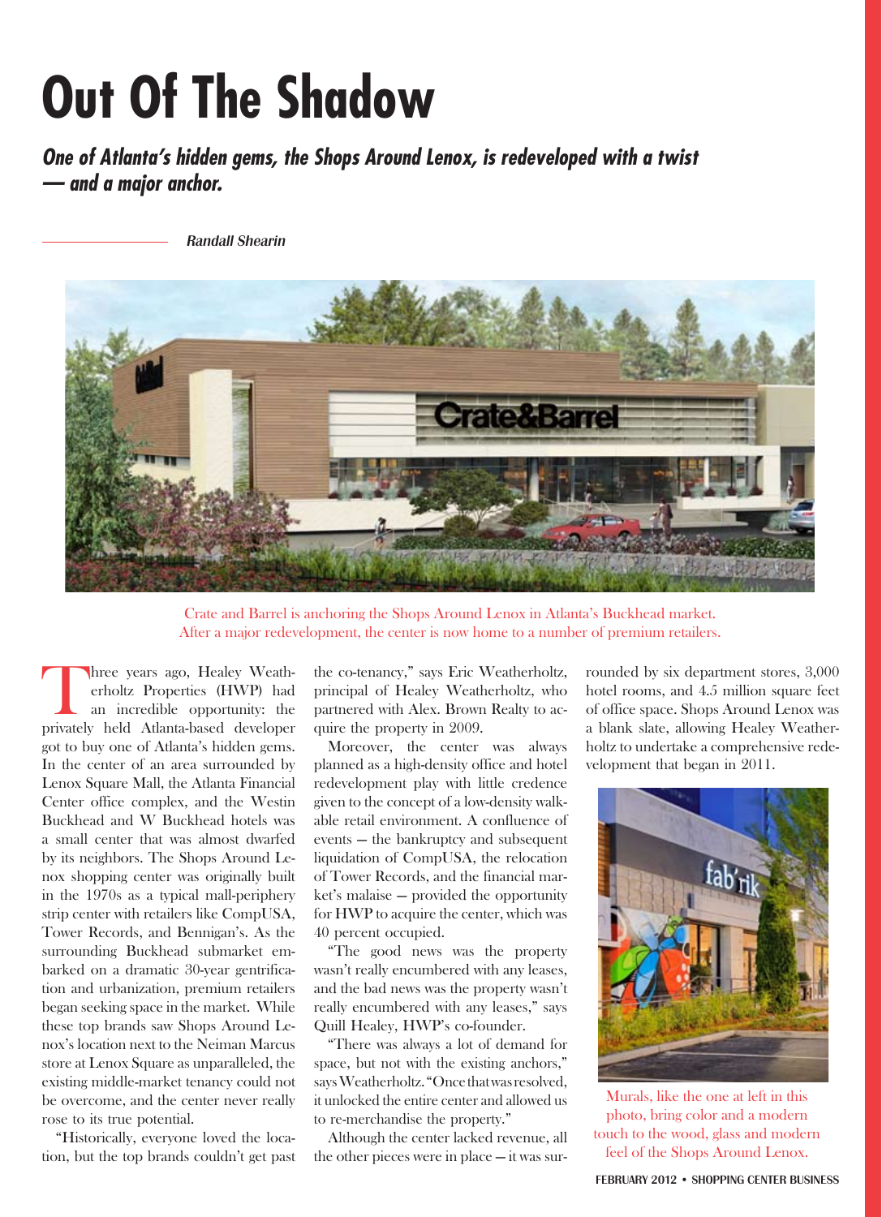# Out Of The Shadow

***One of Atlanta's hidden gems, the Shops Around Lenox, is redeveloped with a twist — and a major anchor.***

*Randall Shearin*

Crate and Barrel is anchoring the Shops Around Lenox in Atlanta's Buckhead market. After a major redevelopment, the center is now home to a number of premium retailers.

Three years ago, Healey Weatherholtz Properties (HWP) had an incredible opportunity: the privately held Atlanta-based developer got to buy one of Atlanta's hidden gems. In the center of an area surrounded by Lenox Square Mall, the Atlanta Financial Center office complex, and the Westin Buckhead and W Buckhead hotels was a small center that was almost dwarfed by its neighbors. The Shops Around Lenox shopping center was originally built in the 1970s as a typical mall-periphery strip center with retailers like CompUSA, Tower Records, and Bennigan's. As the surrounding Buckhead submarket embarked on a dramatic 30-year gentrification and urbanization, premium retailers began seeking space in the market. While these top brands saw Shops Around Lenox's location next to the Neiman Marcus store at Lenox Square as unparalleled, the existing middle-market tenancy could not be overcome, and the center never really rose to its true potential.

"Historically, everyone loved the location, but the top brands couldn't get past the co-tenancy," says Eric Weatherholtz, principal of Healey Weatherholtz, who partnered with Alex. Brown Realty to acquire the property in 2009.

Moreover, the center was always planned as a high-density office and hotel redevelopment play with little credence given to the concept of a low-density walkable retail environment. A confluence of events — the bankruptcy and subsequent liquidation of CompUSA, the relocation of Tower Records, and the financial market's malaise — provided the opportunity for HWP to acquire the center, which was 40 percent occupied.

"The good news was the property wasn't really encumbered with any leases, and the bad news was the property wasn't really encumbered with any leases," says Quill Healey, HWP's co-founder.

"There was always a lot of demand for space, but not with the existing anchors," says Weatherholtz. "Once that was resolved, it unlocked the entire center and allowed us to re-merchandise the property."

Although the center lacked revenue, all the other pieces were in place — it was surrounded by six department stores, 3,000 hotel rooms, and 4.5 million square feet of office space. Shops Around Lenox was a blank slate, allowing Healey Weatherholtz to undertake a comprehensive redevelopment that began in 2011.

Murals, like the one at left in this photo, bring color and a modern touch to the wood, glass and modern feel of the Shops Around Lenox.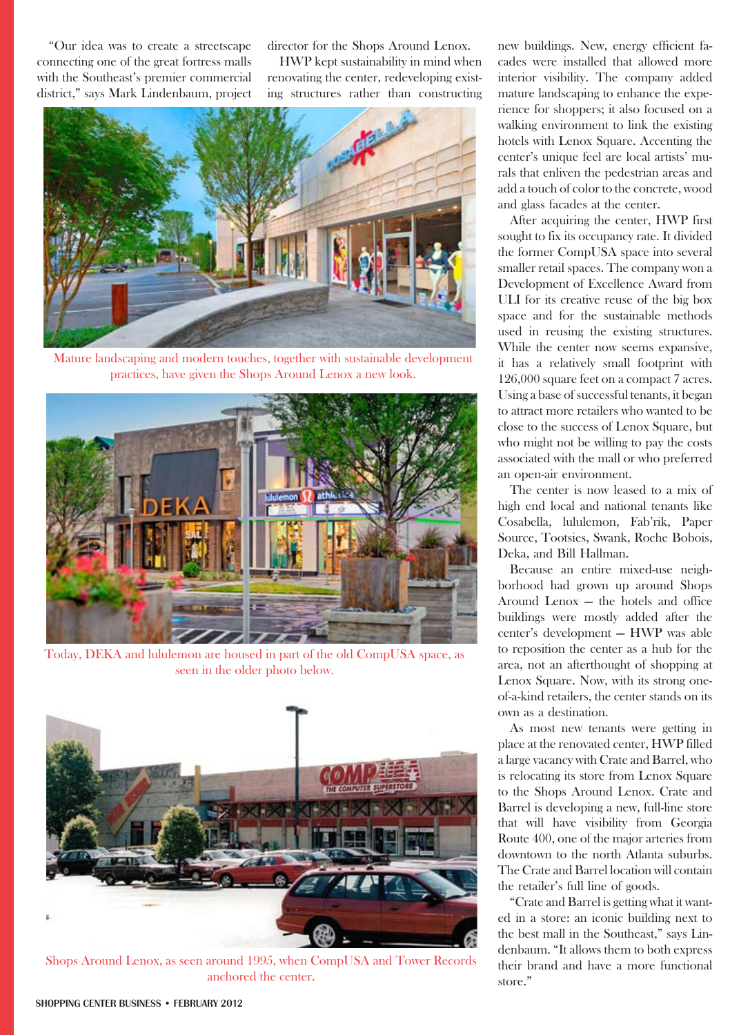"Our idea was to create a streetscape connecting one of the great fortress malls with the Southeast's premier commercial district," says Mark Lindenbaum, project director for the Shops Around Lenox.

HWP kept sustainability in mind when renovating the center, redeveloping existing structures rather than constructing new buildings. New, energy efficient facades were installed that allowed more interior visibility. The company added mature landscaping to enhance the experience for shoppers; it also focused on a walking environment to link the existing hotels with Lenox Square. Accenting the center's unique feel are local artists' murals that enliven the pedestrian areas and add a touch of color to the concrete, wood and glass facades at the center.

Mature landscaping and modern touches, together with sustainable development practices, have given the Shops Around Lenox a new look.

Today, DEKA and lululemon are housed in part of the old CompUSA space, as seen in the older photo below.

Shops Around Lenox, as seen around 1995, when CompUSA and Tower Records anchored the center.

After acquiring the center, HWP first sought to fix its occupancy rate. It divided the former CompUSA space into several smaller retail spaces. The company won a Development of Excellence Award from ULI for its creative reuse of the big box space and for the sustainable methods used in reusing the existing structures. While the center now seems expansive, it has a relatively small footprint with 126,000 square feet on a compact 7 acres. Using a base of successful tenants, it began to attract more retailers who wanted to be close to the success of Lenox Square, but who might not be willing to pay the costs associated with the mall or who preferred an open-air environment.

The center is now leased to a mix of high end local and national tenants like Cosabella, lululemon, Fab'rik, Paper Source, Tootsies, Swank, Roche Bobois, Deka, and Bill Hallman.

Because an entire mixed-use neighborhood had grown up around Shops Around Lenox — the hotels and office buildings were mostly added after the center's development — HWP was able to reposition the center as a hub for the area, not an afterthought of shopping at Lenox Square. Now, with its strong one-of-a-kind retailers, the center stands on its own as a destination.

As most new tenants were getting in place at the renovated center, HWP filled a large vacancy with Crate and Barrel, who is relocating its store from Lenox Square to the Shops Around Lenox. Crate and Barrel is developing a new, full-line store that will have visibility from Georgia Route 400, one of the major arteries from downtown to the north Atlanta suburbs. The Crate and Barrel location will contain the retailer's full line of goods.

"Crate and Barrel is getting what it wanted in a store: an iconic building next to the best mall in the Southeast," says Lindenbaum. "It allows them to both express their brand and have a more functional store."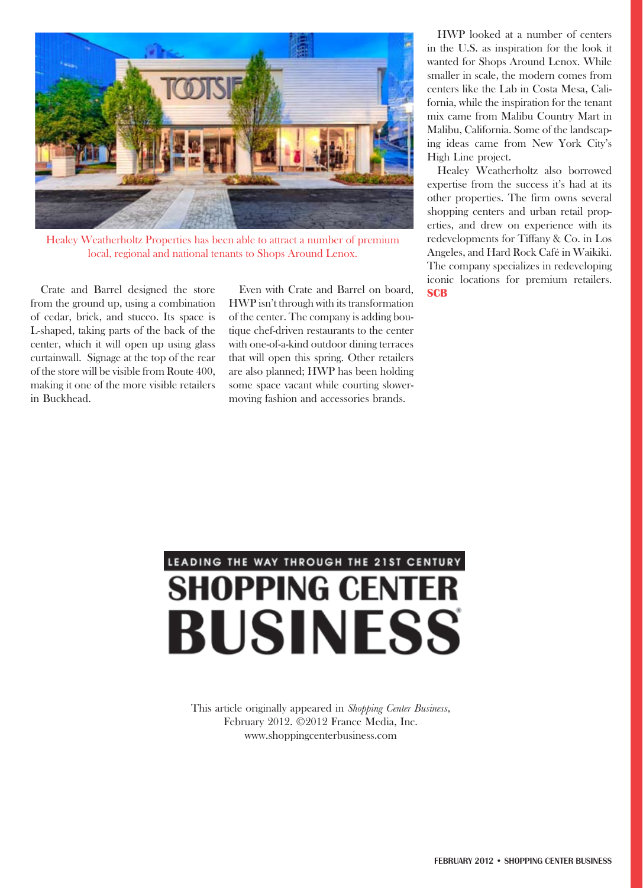Healey Weatherholtz Properties has been able to attract a number of premium local, regional and national tenants to Shops Around Lenox.

Crate and Barrel designed the store from the ground up, using a combination of cedar, brick, and stucco. Its space is L-shaped, taking parts of the back of the center, which it will open up using glass curtainwall. Signage at the top of the rear of the store will be visible from Route 400, making it one of the more visible retailers in Buckhead.

Even with Crate and Barrel on board, HWP isn't through with its transformation of the center. The company is adding boutique chef-driven restaurants to the center with one-of-a-kind outdoor dining terraces that will open this spring. Other retailers are also planned; HWP has been holding some space vacant while courting slower-moving fashion and accessories brands.

HWP looked at a number of centers in the U.S. as inspiration for the look it wanted for Shops Around Lenox. While smaller in scale, the modern comes from centers like the Lab in Costa Mesa, California, while the inspiration for the tenant mix came from Malibu Country Mart in Malibu, California. Some of the landscaping ideas came from New York City's High Line project.

Healey Weatherholtz also borrowed expertise from the success it's had at its other properties. The firm owns several shopping centers and urban retail properties, and drew on experience with its redevelopments for Tiffany & Co. in Los Angeles, and Hard Rock Café in Waikiki. The company specializes in redeveloping iconic locations for premium retailers. **SCB**

LEADING THE WAY THROUGH THE 21ST CENTURY

**SHOPPING CENTER BUSINESS**®

This article originally appeared in *Shopping Center Business*, February 2012. ©2012 France Media, Inc.
www.shoppingcenterbusiness.com